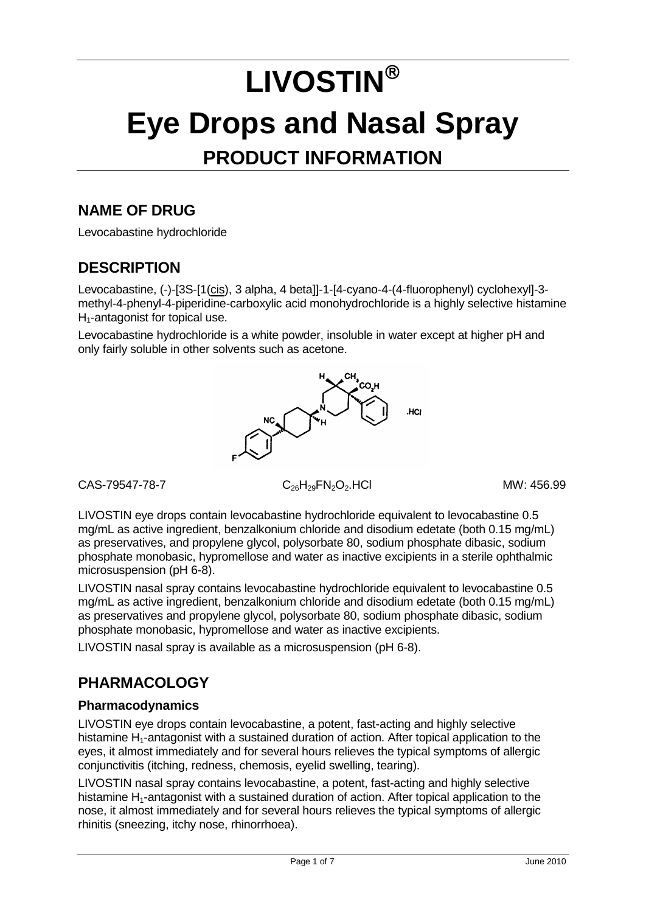# LIVOSTIN®

# Eye Drops and Nasal Spray

## PRODUCT INFORMATION

## NAME OF DRUG

Levocabastine hydrochloride

## DESCRIPTION

Levocabastine, (-)-[3S-[1(cis), 3 alpha, 4 beta]]-1-[4-cyano-4-(4-fluorophenyl) cyclohexyl]-3-methyl-4-phenyl-4-piperidine-carboxylic acid monohydrochloride is a highly selective histamine $H_1$-antagonist for topical use.

Levocabastine hydrochloride is a white powder, insoluble in water except at higher pH and only fairly soluble in other solvents such as acetone.

CAS-79547-78-7 $C_{26}H_{29}FN_2O_2.HCl$ MW: 456.99

LIVOSTIN eye drops contain levocabastine hydrochloride equivalent to levocabastine 0.5 mg/mL as active ingredient, benzalkonium chloride and disodium edetate (both 0.15 mg/mL) as preservatives, and propylene glycol, polysorbate 80, sodium phosphate dibasic, sodium phosphate monobasic, hypromellose and water as inactive excipients in a sterile ophthalmic microsuspension (pH 6-8).

LIVOSTIN nasal spray contains levocabastine hydrochloride equivalent to levocabastine 0.5 mg/mL as active ingredient, benzalkonium chloride and disodium edetate (both 0.15 mg/mL) as preservatives and propylene glycol, polysorbate 80, sodium phosphate dibasic, sodium phosphate monobasic, hypromellose and water as inactive excipients.

LIVOSTIN nasal spray is available as a microsuspension (pH 6-8).

## PHARMACOLOGY

### Pharmacodynamics

LIVOSTIN eye drops contain levocabastine, a potent, fast-acting and highly selective histamine $H_1$-antagonist with a sustained duration of action. After topical application to the eyes, it almost immediately and for several hours relieves the typical symptoms of allergic conjunctivitis (itching, redness, chemosis, eyelid swelling, tearing).

LIVOSTIN nasal spray contains levocabastine, a potent, fast-acting and highly selective histamine $H_1$-antagonist with a sustained duration of action. After topical application to the nose, it almost immediately and for several hours relieves the typical symptoms of allergic rhinitis (sneezing, itchy nose, rhinorrhoea).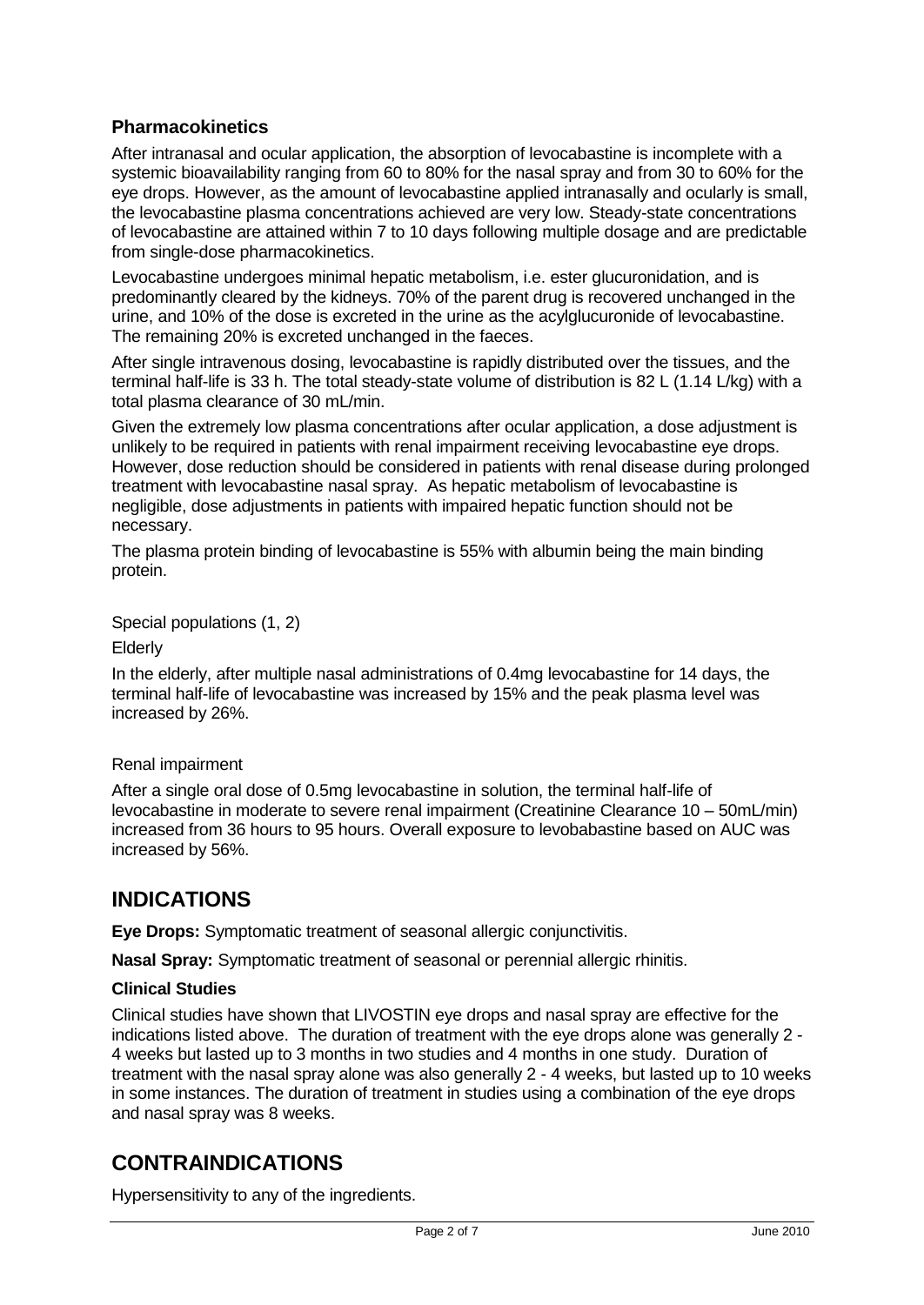### Pharmacokinetics

After intranasal and ocular application, the absorption of levocabastine is incomplete with a systemic bioavailability ranging from 60 to 80% for the nasal spray and from 30 to 60% for the eye drops. However, as the amount of levocabastine applied intranasally and ocularly is small, the levocabastine plasma concentrations achieved are very low. Steady-state concentrations of levocabastine are attained within 7 to 10 days following multiple dosage and are predictable from single-dose pharmacokinetics.

Levocabastine undergoes minimal hepatic metabolism, i.e. ester glucuronidation, and is predominantly cleared by the kidneys. 70% of the parent drug is recovered unchanged in the urine, and 10% of the dose is excreted in the urine as the acylglucuronide of levocabastine. The remaining 20% is excreted unchanged in the faeces.

After single intravenous dosing, levocabastine is rapidly distributed over the tissues, and the terminal half-life is 33 h. The total steady-state volume of distribution is 82 L (1.14 L/kg) with a total plasma clearance of 30 mL/min.

Given the extremely low plasma concentrations after ocular application, a dose adjustment is unlikely to be required in patients with renal impairment receiving levocabastine eye drops. However, dose reduction should be considered in patients with renal disease during prolonged treatment with levocabastine nasal spray. As hepatic metabolism of levocabastine is negligible, dose adjustments in patients with impaired hepatic function should not be necessary.

The plasma protein binding of levocabastine is 55% with albumin being the main binding protein.

Special populations (1, 2)

Elderly

In the elderly, after multiple nasal administrations of 0.4mg levocabastine for 14 days, the terminal half-life of levocabastine was increased by 15% and the peak plasma level was increased by 26%.

Renal impairment

After a single oral dose of 0.5mg levocabastine in solution, the terminal half-life of levocabastine in moderate to severe renal impairment (Creatinine Clearance 10 – 50mL/min) increased from 36 hours to 95 hours. Overall exposure to levobabastine based on AUC was increased by 56%.

## INDICATIONS

**Eye Drops:** Symptomatic treatment of seasonal allergic conjunctivitis.

**Nasal Spray:** Symptomatic treatment of seasonal or perennial allergic rhinitis.

### Clinical Studies

Clinical studies have shown that LIVOSTIN eye drops and nasal spray are effective for the indications listed above. The duration of treatment with the eye drops alone was generally 2 - 4 weeks but lasted up to 3 months in two studies and 4 months in one study. Duration of treatment with the nasal spray alone was also generally 2 - 4 weeks, but lasted up to 10 weeks in some instances. The duration of treatment in studies using a combination of the eye drops and nasal spray was 8 weeks.

## CONTRAINDICATIONS

Hypersensitivity to any of the ingredients.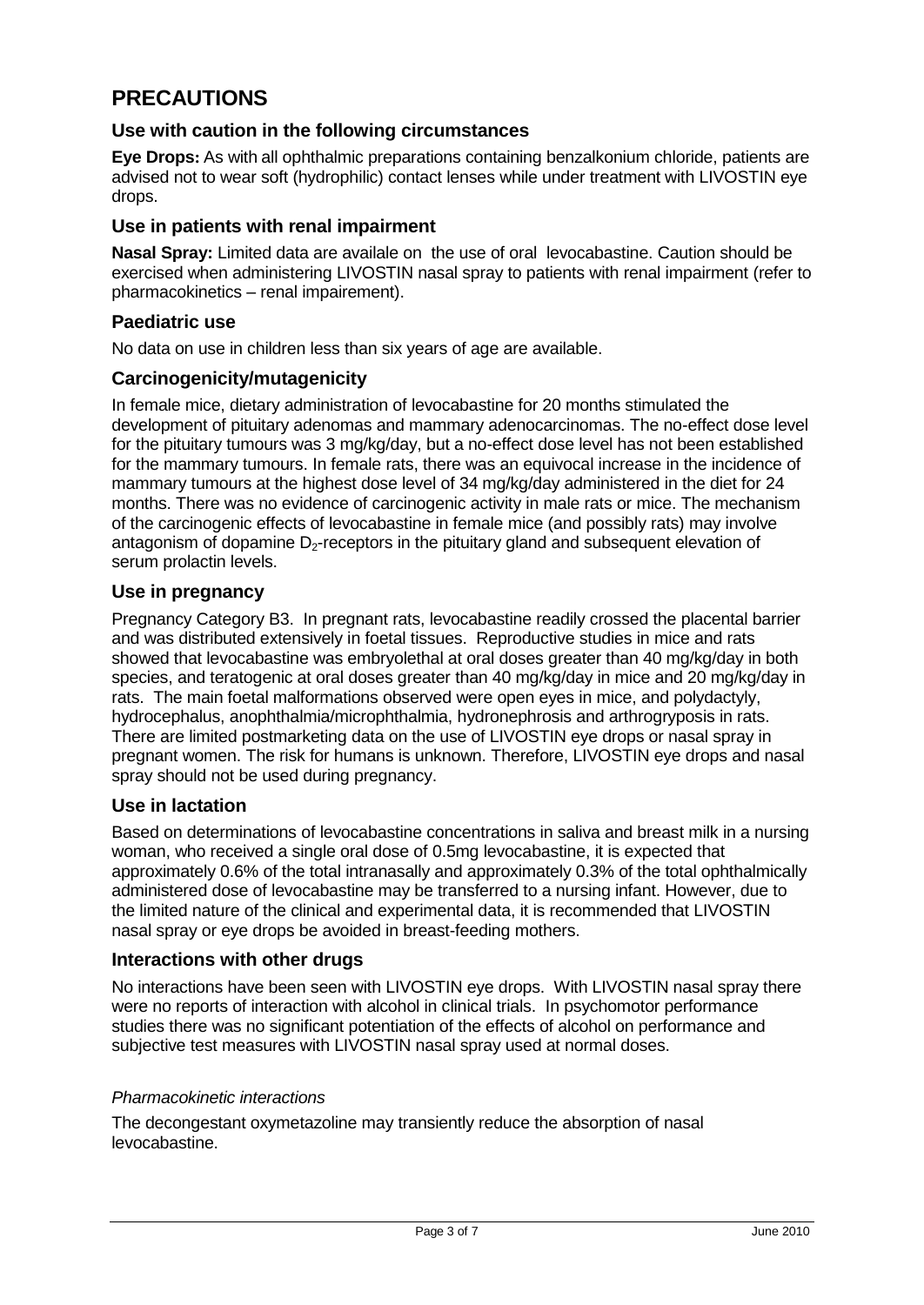# PRECAUTIONS

## Use with caution in the following circumstances

**Eye Drops:** As with all ophthalmic preparations containing benzalkonium chloride, patients are advised not to wear soft (hydrophilic) contact lenses while under treatment with LIVOSTIN eye drops.

## Use in patients with renal impairment

**Nasal Spray:** Limited data are availale on the use of oral levocabastine. Caution should be exercised when administering LIVOSTIN nasal spray to patients with renal impairment (refer to pharmacokinetics – renal impairement).

## Paediatric use

No data on use in children less than six years of age are available.

## Carcinogenicity/mutagenicity

In female mice, dietary administration of levocabastine for 20 months stimulated the development of pituitary adenomas and mammary adenocarcinomas. The no-effect dose level for the pituitary tumours was 3 mg/kg/day, but a no-effect dose level has not been established for the mammary tumours. In female rats, there was an equivocal increase in the incidence of mammary tumours at the highest dose level of 34 mg/kg/day administered in the diet for 24 months. There was no evidence of carcinogenic activity in male rats or mice. The mechanism of the carcinogenic effects of levocabastine in female mice (and possibly rats) may involve antagonism of dopamine $D_2$-receptors in the pituitary gland and subsequent elevation of serum prolactin levels.

## Use in pregnancy

Pregnancy Category B3. In pregnant rats, levocabastine readily crossed the placental barrier and was distributed extensively in foetal tissues. Reproductive studies in mice and rats showed that levocabastine was embryolethal at oral doses greater than 40 mg/kg/day in both species, and teratogenic at oral doses greater than 40 mg/kg/day in mice and 20 mg/kg/day in rats. The main foetal malformations observed were open eyes in mice, and polydactyly, hydrocephalus, anophthalmia/microphthalmia, hydronephrosis and arthrogryposis in rats. There are limited postmarketing data on the use of LIVOSTIN eye drops or nasal spray in pregnant women. The risk for humans is unknown. Therefore, LIVOSTIN eye drops and nasal spray should not be used during pregnancy.

## Use in lactation

Based on determinations of levocabastine concentrations in saliva and breast milk in a nursing woman, who received a single oral dose of 0.5mg levocabastine, it is expected that approximately 0.6% of the total intranasally and approximately 0.3% of the total ophthalmically administered dose of levocabastine may be transferred to a nursing infant. However, due to the limited nature of the clinical and experimental data, it is recommended that LIVOSTIN nasal spray or eye drops be avoided in breast-feeding mothers.

## Interactions with other drugs

No interactions have been seen with LIVOSTIN eye drops. With LIVOSTIN nasal spray there were no reports of interaction with alcohol in clinical trials. In psychomotor performance studies there was no significant potentiation of the effects of alcohol on performance and subjective test measures with LIVOSTIN nasal spray used at normal doses.

*Pharmacokinetic interactions*

The decongestant oxymetazoline may transiently reduce the absorption of nasal levocabastine.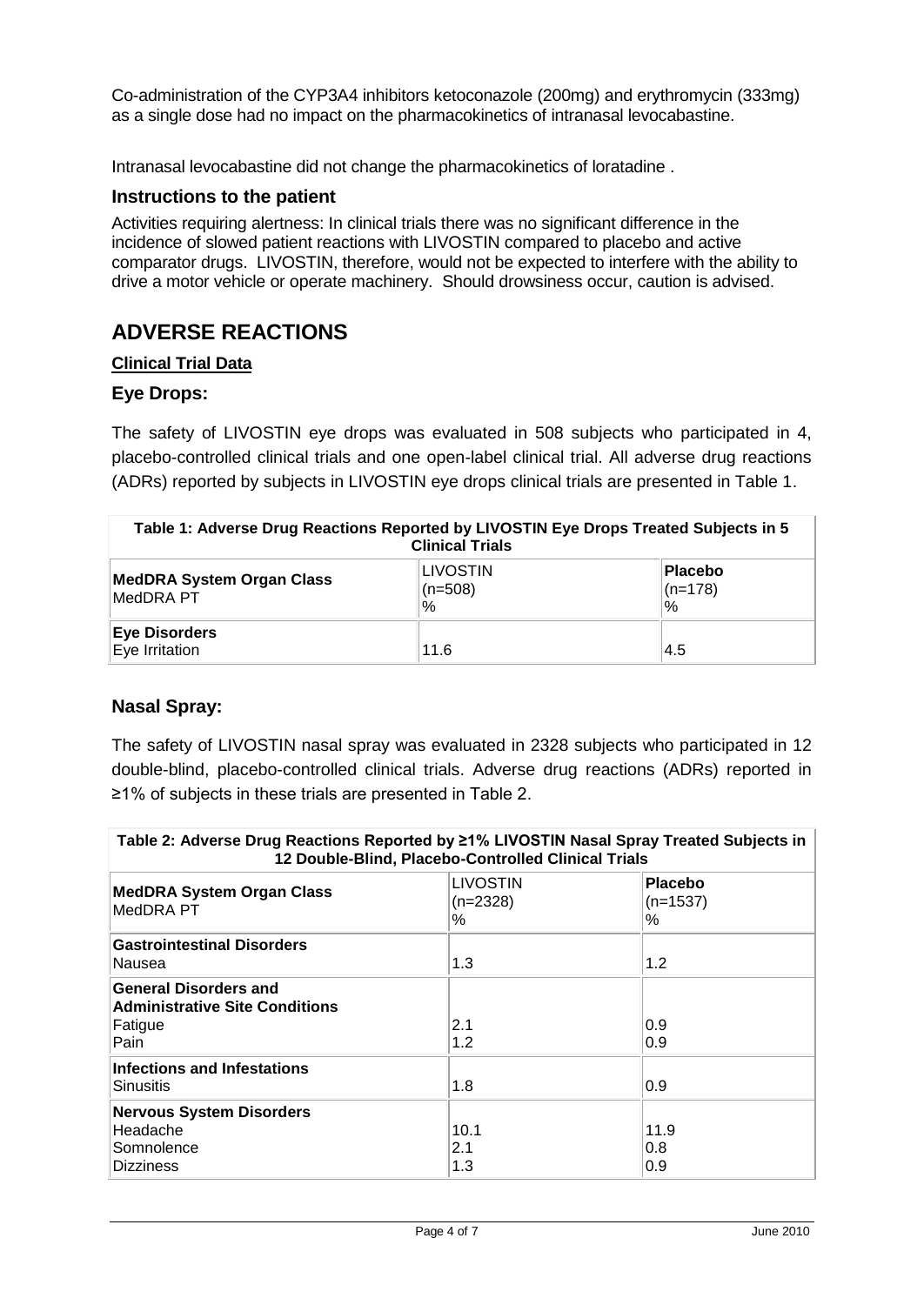Co-administration of the CYP3A4 inhibitors ketoconazole (200mg) and erythromycin (333mg) as a single dose had no impact on the pharmacokinetics of intranasal levocabastine.

Intranasal levocabastine did not change the pharmacokinetics of loratadine .

### Instructions to the patient

Activities requiring alertness: In clinical trials there was no significant difference in the incidence of slowed patient reactions with LIVOSTIN compared to placebo and active comparator drugs. LIVOSTIN, therefore, would not be expected to interfere with the ability to drive a motor vehicle or operate machinery. Should drowsiness occur, caution is advised.

## ADVERSE REACTIONS

**Clinical Trial Data**

### Eye Drops:

The safety of LIVOSTIN eye drops was evaluated in 508 subjects who participated in 4, placebo-controlled clinical trials and one open-label clinical trial. All adverse drug reactions (ADRs) reported by subjects in LIVOSTIN eye drops clinical trials are presented in Table 1.

**Table 1: Adverse Drug Reactions Reported by LIVOSTIN Eye Drops Treated Subjects in 5 Clinical Trials**

| **MedDRA System Organ Class** MedDRA PT | LIVOSTIN (n=508) % | **Placebo** (n=178) % |
|---|---|---|
| **Eye Disorders** | | |
| Eye Irritation | 11.6 | 4.5 |

### Nasal Spray:

The safety of LIVOSTIN nasal spray was evaluated in 2328 subjects who participated in 12 double-blind, placebo-controlled clinical trials. Adverse drug reactions (ADRs) reported in ≥1% of subjects in these trials are presented in Table 2.

**Table 2: Adverse Drug Reactions Reported by ≥1% LIVOSTIN Nasal Spray Treated Subjects in 12 Double-Blind, Placebo-Controlled Clinical Trials**

| **MedDRA System Organ Class** MedDRA PT | LIVOSTIN (n=2328) % | **Placebo** (n=1537) % |
|---|---|---|
| **Gastrointestinal Disorders** | | |
| Nausea | 1.3 | 1.2 |
| **General Disorders and Administrative Site Conditions** | | |
| Fatigue | 2.1 | 0.9 |
| Pain | 1.2 | 0.9 |
| **Infections and Infestations** | | |
| Sinusitis | 1.8 | 0.9 |
| **Nervous System Disorders** | | |
| Headache | 10.1 | 11.9 |
| Somnolence | 2.1 | 0.8 |
| Dizziness | 1.3 | 0.9 |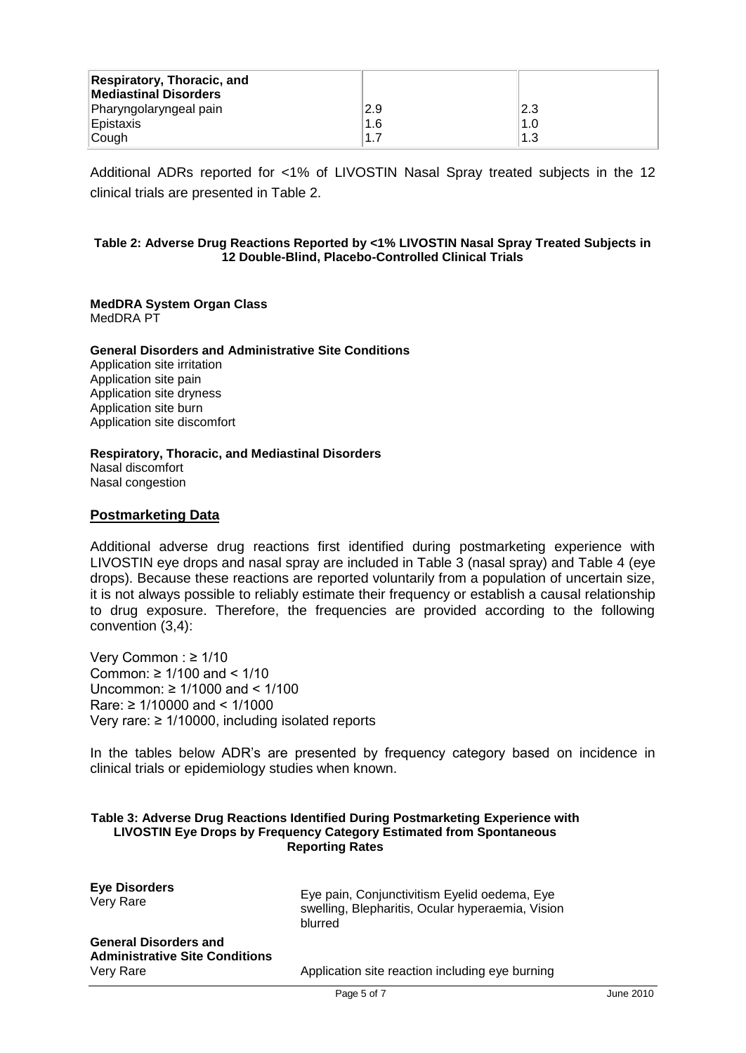| Respiratory, Thoracic, and Mediastinal Disorders | | |
|---|---|---|
| Pharyngolaryngeal pain | 2.9 | 2.3 |
| Epistaxis | 1.6 | 1.0 |
| Cough | 1.7 | 1.3 |

Additional ADRs reported for <1% of LIVOSTIN Nasal Spray treated subjects in the 12 clinical trials are presented in Table 2.

**Table 2: Adverse Drug Reactions Reported by <1% LIVOSTIN Nasal Spray Treated Subjects in 12 Double-Blind, Placebo-Controlled Clinical Trials**

**MedDRA System Organ Class**
MedDRA PT

**General Disorders and Administrative Site Conditions**
Application site irritation
Application site pain
Application site dryness
Application site burn
Application site discomfort

**Respiratory, Thoracic, and Mediastinal Disorders**
Nasal discomfort
Nasal congestion

## Postmarketing Data

Additional adverse drug reactions first identified during postmarketing experience with LIVOSTIN eye drops and nasal spray are included in Table 3 (nasal spray) and Table 4 (eye drops). Because these reactions are reported voluntarily from a population of uncertain size, it is not always possible to reliably estimate their frequency or establish a causal relationship to drug exposure. Therefore, the frequencies are provided according to the following convention (3,4):

Very Common : ≥ 1/10
Common: ≥ 1/100 and < 1/10
Uncommon: ≥ 1/1000 and < 1/100
Rare: ≥ 1/10000 and < 1/1000
Very rare: ≥ 1/10000, including isolated reports

In the tables below ADR's are presented by frequency category based on incidence in clinical trials or epidemiology studies when known.

**Table 3: Adverse Drug Reactions Identified During Postmarketing Experience with LIVOSTIN Eye Drops by Frequency Category Estimated from Spontaneous Reporting Rates**

| | |
|---|---|
| **Eye Disorders** | |
| Very Rare | Eye pain, Conjunctivitism Eyelid oedema, Eye swelling, Blepharitis, Ocular hyperaemia, Vision blurred |
| **General Disorders and Administrative Site Conditions** | |
| Very Rare | Application site reaction including eye burning |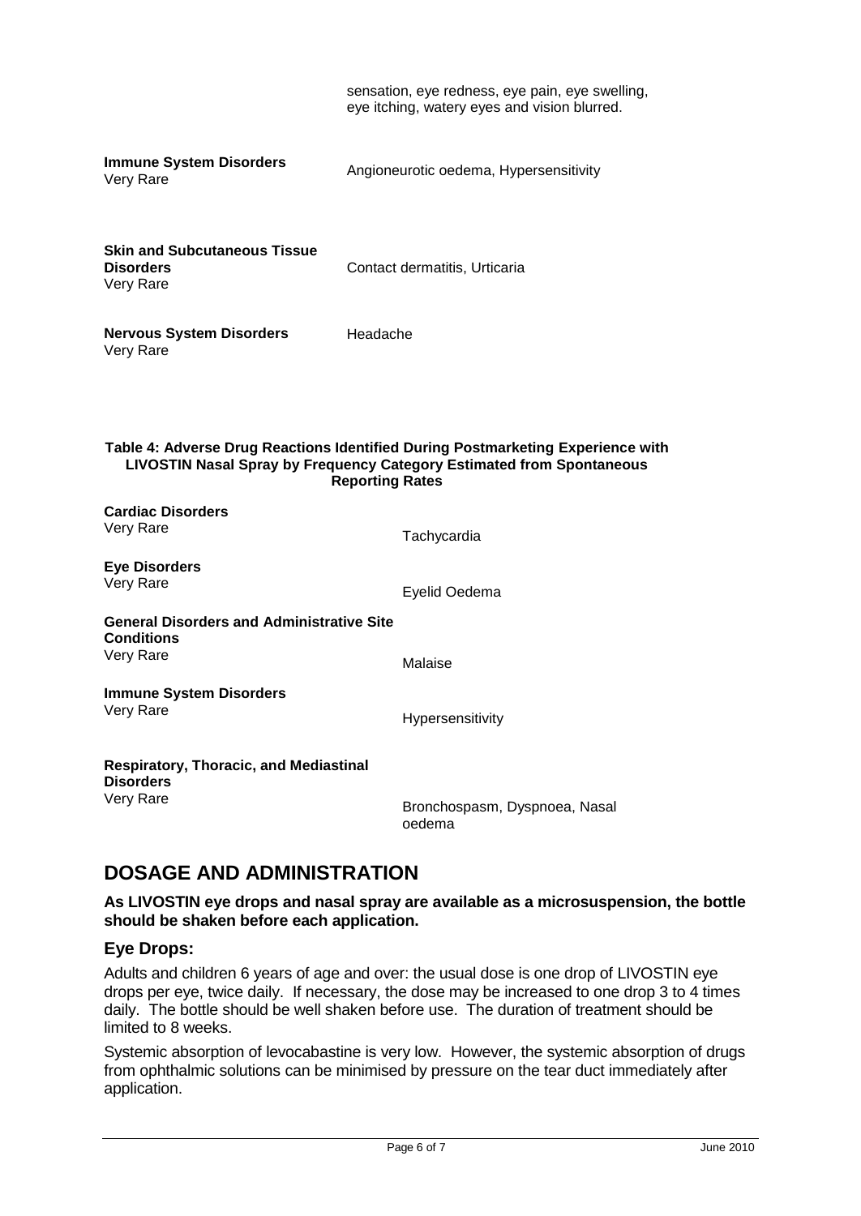| | |
|---|---|
| | sensation, eye redness, eye pain, eye swelling, eye itching, watery eyes and vision blurred. |
| **Immune System Disorders** Very Rare | Angioneurotic oedema, Hypersensitivity |
| **Skin and Subcutaneous Tissue Disorders** Very Rare | Contact dermatitis, Urticaria |
| **Nervous System Disorders** Very Rare | Headache |

**Table 4: Adverse Drug Reactions Identified During Postmarketing Experience with LIVOSTIN Nasal Spray by Frequency Category Estimated from Spontaneous Reporting Rates**

| | |
|---|---|
| **Cardiac Disorders** Very Rare | Tachycardia |
| **Eye Disorders** Very Rare | Eyelid Oedema |
| **General Disorders and Administrative Site Conditions** Very Rare | Malaise |
| **Immune System Disorders** Very Rare | Hypersensitivity |
| **Respiratory, Thoracic, and Mediastinal Disorders** Very Rare | Bronchospasm, Dyspnoea, Nasal oedema |

# DOSAGE AND ADMINISTRATION

**As LIVOSTIN eye drops and nasal spray are available as a microsuspension, the bottle should be shaken before each application.**

## Eye Drops:

Adults and children 6 years of age and over: the usual dose is one drop of LIVOSTIN eye drops per eye, twice daily. If necessary, the dose may be increased to one drop 3 to 4 times daily. The bottle should be well shaken before use. The duration of treatment should be limited to 8 weeks.

Systemic absorption of levocabastine is very low. However, the systemic absorption of drugs from ophthalmic solutions can be minimised by pressure on the tear duct immediately after application.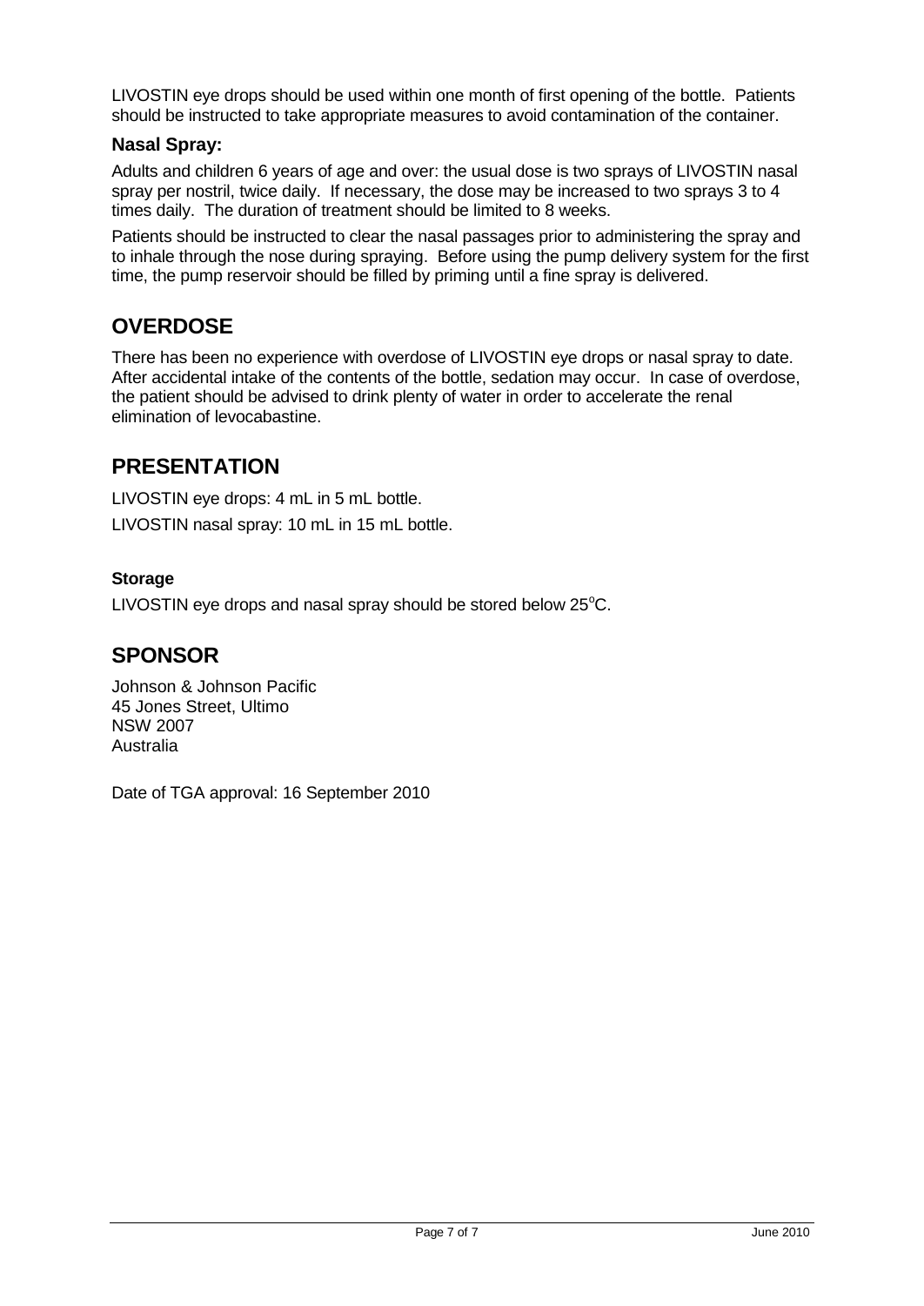LIVOSTIN eye drops should be used within one month of first opening of the bottle. Patients should be instructed to take appropriate measures to avoid contamination of the container.

### Nasal Spray:

Adults and children 6 years of age and over: the usual dose is two sprays of LIVOSTIN nasal spray per nostril, twice daily. If necessary, the dose may be increased to two sprays 3 to 4 times daily. The duration of treatment should be limited to 8 weeks.

Patients should be instructed to clear the nasal passages prior to administering the spray and to inhale through the nose during spraying. Before using the pump delivery system for the first time, the pump reservoir should be filled by priming until a fine spray is delivered.

## OVERDOSE

There has been no experience with overdose of LIVOSTIN eye drops or nasal spray to date. After accidental intake of the contents of the bottle, sedation may occur. In case of overdose, the patient should be advised to drink plenty of water in order to accelerate the renal elimination of levocabastine.

## PRESENTATION

LIVOSTIN eye drops: 4 mL in 5 mL bottle.

LIVOSTIN nasal spray: 10 mL in 15 mL bottle.

**Storage**

LIVOSTIN eye drops and nasal spray should be stored below 25°C.

## SPONSOR

Johnson & Johnson Pacific
45 Jones Street, Ultimo
NSW 2007
Australia

Date of TGA approval: 16 September 2010